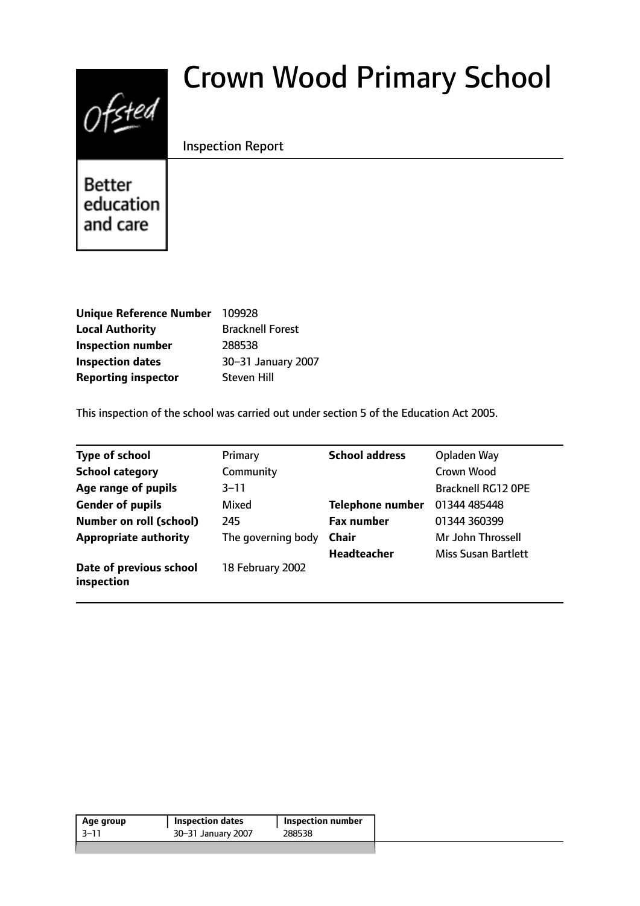# Crown Wood Primary School

Inspection Report

Better education and care

| | |
|---|---|
| **Unique Reference Number** | 109928 |
| **Local Authority** | Bracknell Forest |
| **Inspection number** | 288538 |
| **Inspection dates** | 30–31 January 2007 |
| **Reporting inspector** | Steven Hill |

This inspection of the school was carried out under section 5 of the Education Act 2005.

| | | | |
|---|---|---|---|
| **Type of school** | Primary | **School address** | Opladen Way |
| **School category** | Community | | Crown Wood |
| **Age range of pupils** | 3–11 | | Bracknell RG12 0PE |
| **Gender of pupils** | Mixed | **Telephone number** | 01344 485448 |
| **Number on roll (school)** | 245 | **Fax number** | 01344 360399 |
| **Appropriate authority** | The governing body | **Chair** | Mr John Throssell |
| | | **Headteacher** | Miss Susan Bartlett |
| **Date of previous school inspection** | 18 February 2002 | | |

| Age group | Inspection dates | Inspection number |
|---|---|---|
| 3–11 | 30–31 January 2007 | 288538 |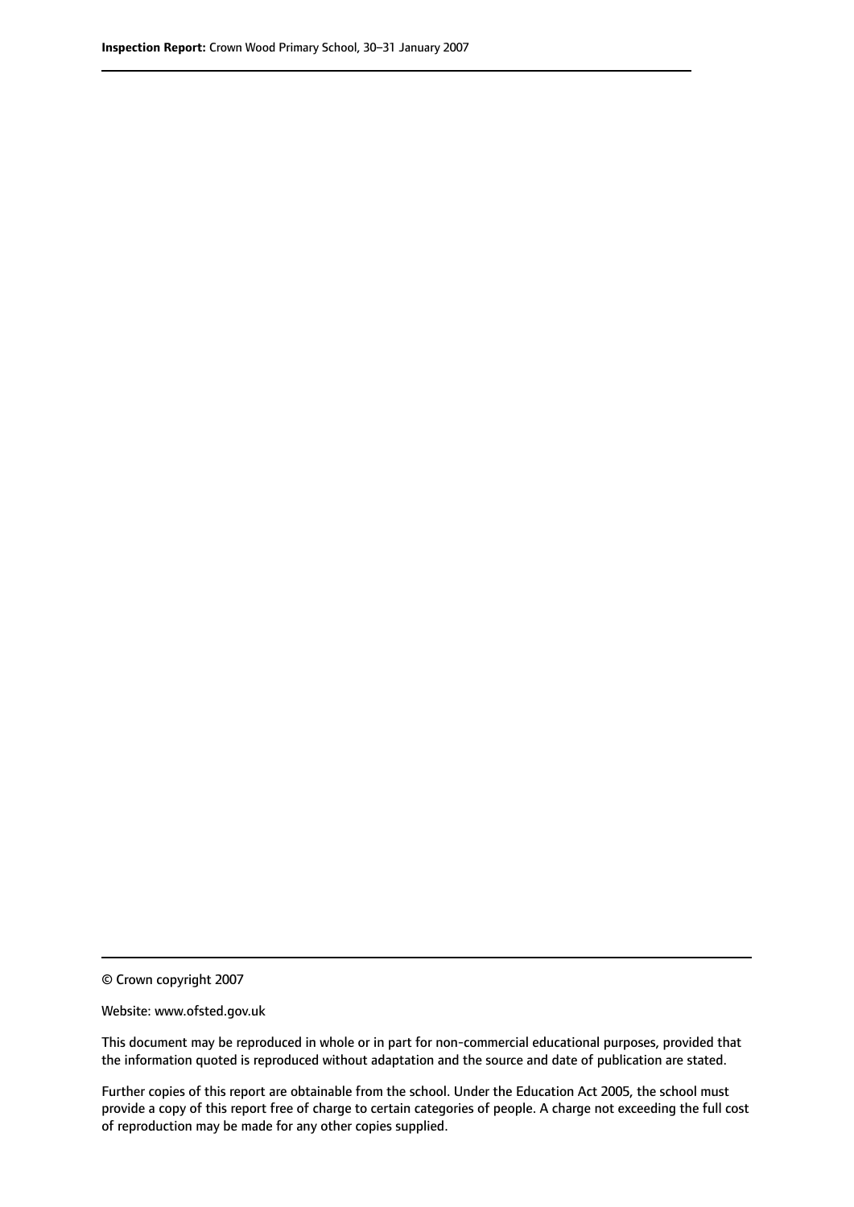© Crown copyright 2007

Website: www.ofsted.gov.uk

This document may be reproduced in whole or in part for non-commercial educational purposes, provided that the information quoted is reproduced without adaptation and the source and date of publication are stated.

Further copies of this report are obtainable from the school. Under the Education Act 2005, the school must provide a copy of this report free of charge to certain categories of people. A charge not exceeding the full cost of reproduction may be made for any other copies supplied.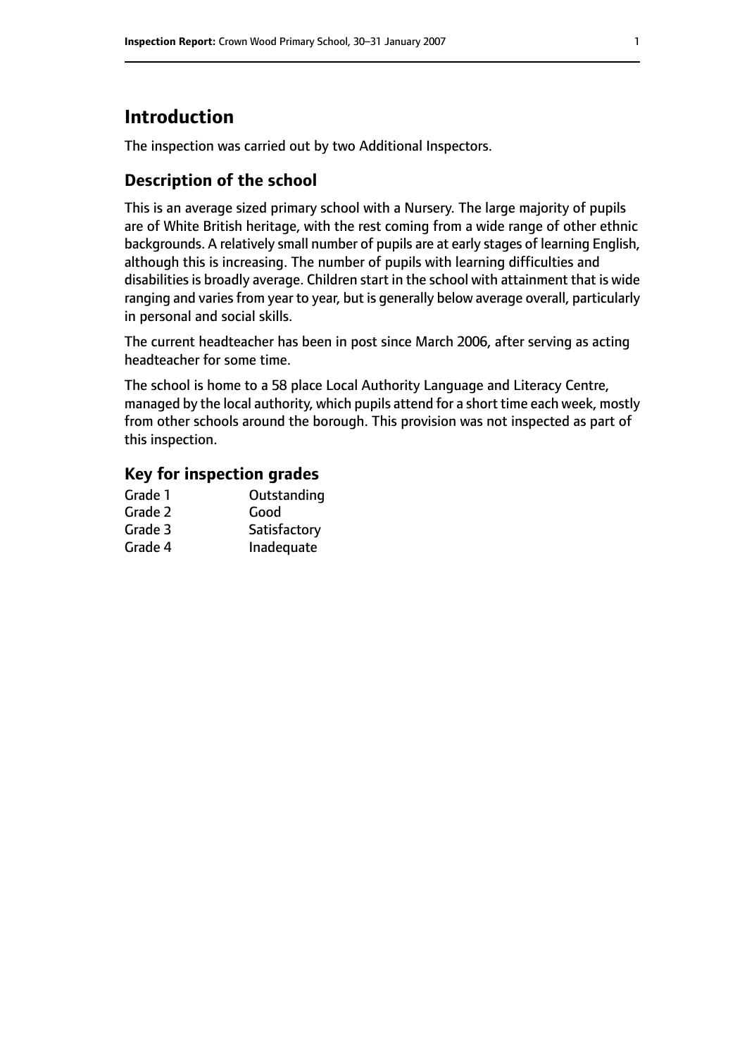# Introduction

The inspection was carried out by two Additional Inspectors.

## Description of the school

This is an average sized primary school with a Nursery. The large majority of pupils are of White British heritage, with the rest coming from a wide range of other ethnic backgrounds. A relatively small number of pupils are at early stages of learning English, although this is increasing. The number of pupils with learning difficulties and disabilities is broadly average. Children start in the school with attainment that is wide ranging and varies from year to year, but is generally below average overall, particularly in personal and social skills.

The current headteacher has been in post since March 2006, after serving as acting headteacher for some time.

The school is home to a 58 place Local Authority Language and Literacy Centre, managed by the local authority, which pupils attend for a short time each week, mostly from other schools around the borough. This provision was not inspected as part of this inspection.

### Key for inspection grades

| | |
|---|---|
| Grade 1 | Outstanding |
| Grade 2 | Good |
| Grade 3 | Satisfactory |
| Grade 4 | Inadequate |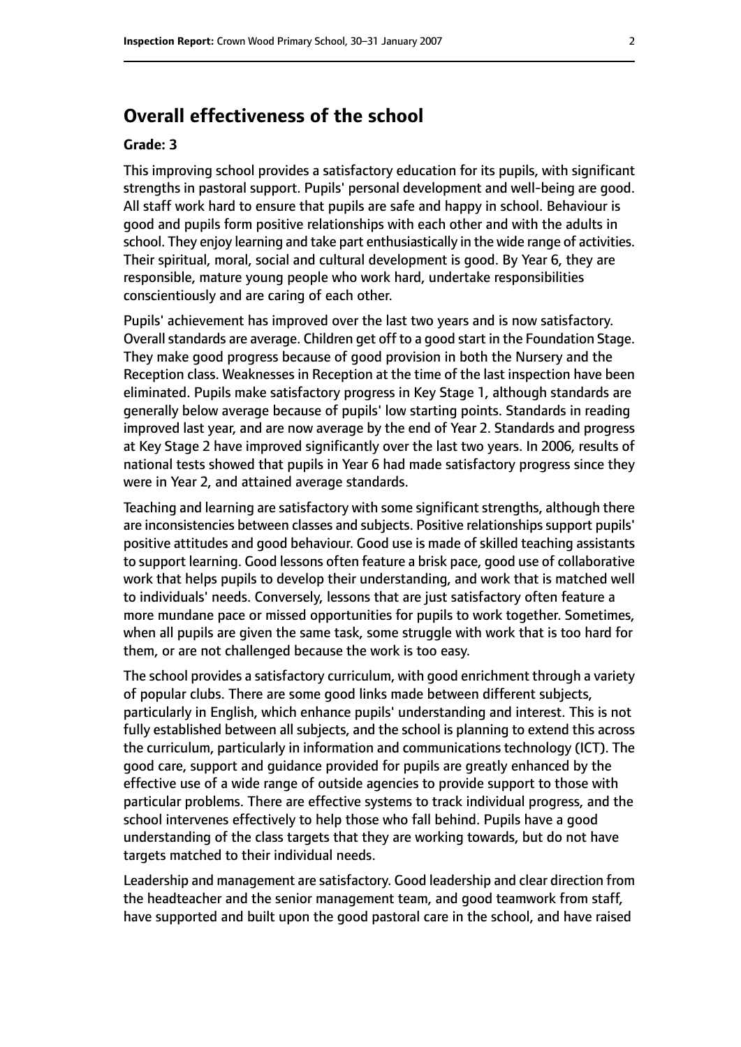## Overall effectiveness of the school

### Grade: 3

This improving school provides a satisfactory education for its pupils, with significant strengths in pastoral support. Pupils' personal development and well-being are good. All staff work hard to ensure that pupils are safe and happy in school. Behaviour is good and pupils form positive relationships with each other and with the adults in school. They enjoy learning and take part enthusiastically in the wide range of activities. Their spiritual, moral, social and cultural development is good. By Year 6, they are responsible, mature young people who work hard, undertake responsibilities conscientiously and are caring of each other.

Pupils' achievement has improved over the last two years and is now satisfactory. Overall standards are average. Children get off to a good start in the Foundation Stage. They make good progress because of good provision in both the Nursery and the Reception class. Weaknesses in Reception at the time of the last inspection have been eliminated. Pupils make satisfactory progress in Key Stage 1, although standards are generally below average because of pupils' low starting points. Standards in reading improved last year, and are now average by the end of Year 2. Standards and progress at Key Stage 2 have improved significantly over the last two years. In 2006, results of national tests showed that pupils in Year 6 had made satisfactory progress since they were in Year 2, and attained average standards.

Teaching and learning are satisfactory with some significant strengths, although there are inconsistencies between classes and subjects. Positive relationships support pupils' positive attitudes and good behaviour. Good use is made of skilled teaching assistants to support learning. Good lessons often feature a brisk pace, good use of collaborative work that helps pupils to develop their understanding, and work that is matched well to individuals' needs. Conversely, lessons that are just satisfactory often feature a more mundane pace or missed opportunities for pupils to work together. Sometimes, when all pupils are given the same task, some struggle with work that is too hard for them, or are not challenged because the work is too easy.

The school provides a satisfactory curriculum, with good enrichment through a variety of popular clubs. There are some good links made between different subjects, particularly in English, which enhance pupils' understanding and interest. This is not fully established between all subjects, and the school is planning to extend this across the curriculum, particularly in information and communications technology (ICT). The good care, support and guidance provided for pupils are greatly enhanced by the effective use of a wide range of outside agencies to provide support to those with particular problems. There are effective systems to track individual progress, and the school intervenes effectively to help those who fall behind. Pupils have a good understanding of the class targets that they are working towards, but do not have targets matched to their individual needs.

Leadership and management are satisfactory. Good leadership and clear direction from the headteacher and the senior management team, and good teamwork from staff, have supported and built upon the good pastoral care in the school, and have raised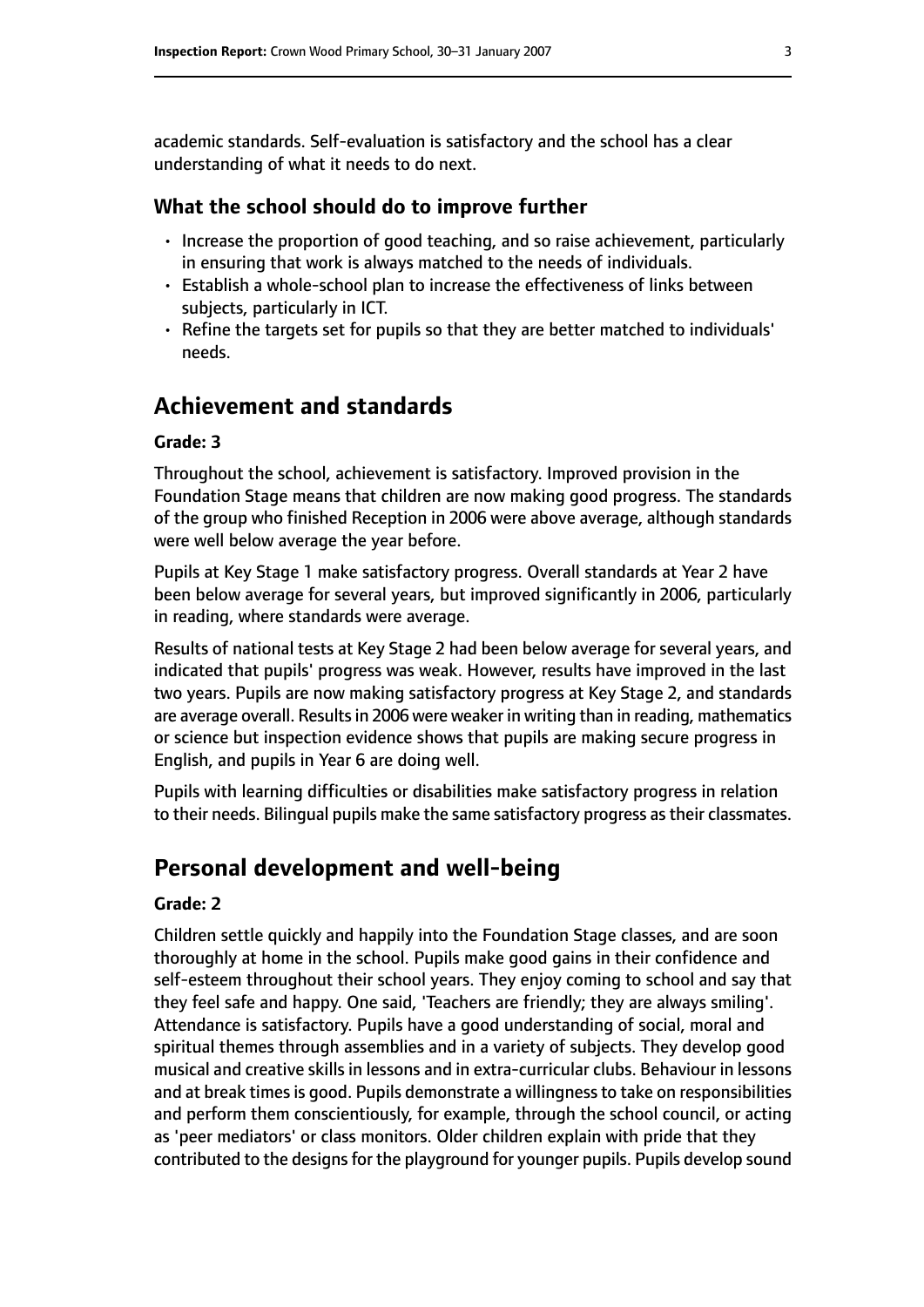academic standards. Self-evaluation is satisfactory and the school has a clear understanding of what it needs to do next.

### What the school should do to improve further

- Increase the proportion of good teaching, and so raise achievement, particularly in ensuring that work is always matched to the needs of individuals.
- Establish a whole-school plan to increase the effectiveness of links between subjects, particularly in ICT.
- Refine the targets set for pupils so that they are better matched to individuals' needs.

## Achievement and standards

#### Grade: 3

Throughout the school, achievement is satisfactory. Improved provision in the Foundation Stage means that children are now making good progress. The standards of the group who finished Reception in 2006 were above average, although standards were well below average the year before.

Pupils at Key Stage 1 make satisfactory progress. Overall standards at Year 2 have been below average for several years, but improved significantly in 2006, particularly in reading, where standards were average.

Results of national tests at Key Stage 2 had been below average for several years, and indicated that pupils' progress was weak. However, results have improved in the last two years. Pupils are now making satisfactory progress at Key Stage 2, and standards are average overall. Results in 2006 were weaker in writing than in reading, mathematics or science but inspection evidence shows that pupils are making secure progress in English, and pupils in Year 6 are doing well.

Pupils with learning difficulties or disabilities make satisfactory progress in relation to their needs. Bilingual pupils make the same satisfactory progress as their classmates.

## Personal development and well-being

#### Grade: 2

Children settle quickly and happily into the Foundation Stage classes, and are soon thoroughly at home in the school. Pupils make good gains in their confidence and self-esteem throughout their school years. They enjoy coming to school and say that they feel safe and happy. One said, 'Teachers are friendly; they are always smiling'. Attendance is satisfactory. Pupils have a good understanding of social, moral and spiritual themes through assemblies and in a variety of subjects. They develop good musical and creative skills in lessons and in extra-curricular clubs. Behaviour in lessons and at break times is good. Pupils demonstrate a willingness to take on responsibilities and perform them conscientiously, for example, through the school council, or acting as 'peer mediators' or class monitors. Older children explain with pride that they contributed to the designs for the playground for younger pupils. Pupils develop sound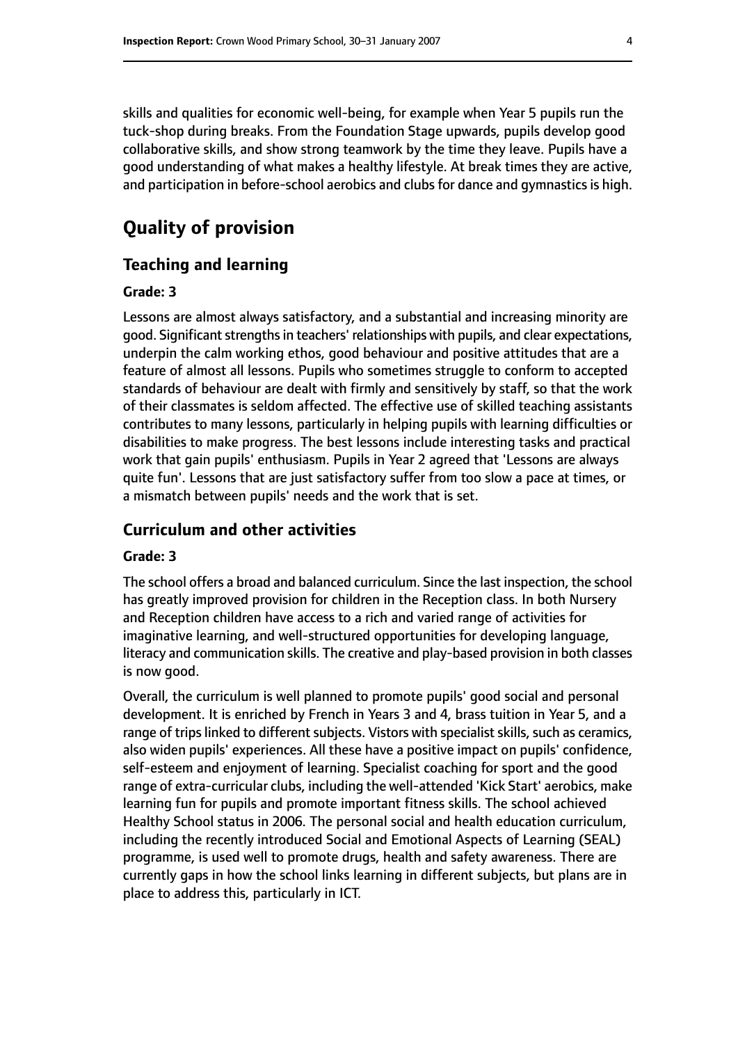skills and qualities for economic well-being, for example when Year 5 pupils run the tuck-shop during breaks. From the Foundation Stage upwards, pupils develop good collaborative skills, and show strong teamwork by the time they leave. Pupils have a good understanding of what makes a healthy lifestyle. At break times they are active, and participation in before-school aerobics and clubs for dance and gymnastics is high.

# Quality of provision

## Teaching and learning

### Grade: 3

Lessons are almost always satisfactory, and a substantial and increasing minority are good. Significant strengths in teachers' relationships with pupils, and clear expectations, underpin the calm working ethos, good behaviour and positive attitudes that are a feature of almost all lessons. Pupils who sometimes struggle to conform to accepted standards of behaviour are dealt with firmly and sensitively by staff, so that the work of their classmates is seldom affected. The effective use of skilled teaching assistants contributes to many lessons, particularly in helping pupils with learning difficulties or disabilities to make progress. The best lessons include interesting tasks and practical work that gain pupils' enthusiasm. Pupils in Year 2 agreed that 'Lessons are always quite fun'. Lessons that are just satisfactory suffer from too slow a pace at times, or a mismatch between pupils' needs and the work that is set.

## Curriculum and other activities

### Grade: 3

The school offers a broad and balanced curriculum. Since the last inspection, the school has greatly improved provision for children in the Reception class. In both Nursery and Reception children have access to a rich and varied range of activities for imaginative learning, and well-structured opportunities for developing language, literacy and communication skills. The creative and play-based provision in both classes is now good.

Overall, the curriculum is well planned to promote pupils' good social and personal development. It is enriched by French in Years 3 and 4, brass tuition in Year 5, and a range of trips linked to different subjects. Vistors with specialist skills, such as ceramics, also widen pupils' experiences. All these have a positive impact on pupils' confidence, self-esteem and enjoyment of learning. Specialist coaching for sport and the good range of extra-curricular clubs, including the well-attended 'Kick Start' aerobics, make learning fun for pupils and promote important fitness skills. The school achieved Healthy School status in 2006. The personal social and health education curriculum, including the recently introduced Social and Emotional Aspects of Learning (SEAL) programme, is used well to promote drugs, health and safety awareness. There are currently gaps in how the school links learning in different subjects, but plans are in place to address this, particularly in ICT.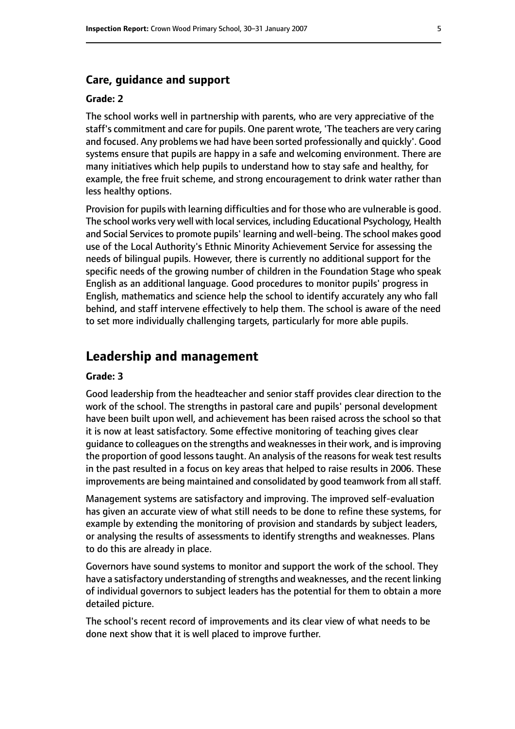### Care, guidance and support

#### Grade: 2

The school works well in partnership with parents, who are very appreciative of the staff's commitment and care for pupils. One parent wrote, 'The teachers are very caring and focused. Any problems we had have been sorted professionally and quickly'. Good systems ensure that pupils are happy in a safe and welcoming environment. There are many initiatives which help pupils to understand how to stay safe and healthy, for example, the free fruit scheme, and strong encouragement to drink water rather than less healthy options.

Provision for pupils with learning difficulties and for those who are vulnerable is good. The school works very well with local services, including Educational Psychology, Health and Social Services to promote pupils' learning and well-being. The school makes good use of the Local Authority's Ethnic Minority Achievement Service for assessing the needs of bilingual pupils. However, there is currently no additional support for the specific needs of the growing number of children in the Foundation Stage who speak English as an additional language. Good procedures to monitor pupils' progress in English, mathematics and science help the school to identify accurately any who fall behind, and staff intervene effectively to help them. The school is aware of the need to set more individually challenging targets, particularly for more able pupils.

## Leadership and management

#### Grade: 3

Good leadership from the headteacher and senior staff provides clear direction to the work of the school. The strengths in pastoral care and pupils' personal development have been built upon well, and achievement has been raised across the school so that it is now at least satisfactory. Some effective monitoring of teaching gives clear guidance to colleagues on the strengths and weaknesses in their work, and is improving the proportion of good lessons taught. An analysis of the reasons for weak test results in the past resulted in a focus on key areas that helped to raise results in 2006. These improvements are being maintained and consolidated by good teamwork from all staff.

Management systems are satisfactory and improving. The improved self-evaluation has given an accurate view of what still needs to be done to refine these systems, for example by extending the monitoring of provision and standards by subject leaders, or analysing the results of assessments to identify strengths and weaknesses. Plans to do this are already in place.

Governors have sound systems to monitor and support the work of the school. They have a satisfactory understanding of strengths and weaknesses, and the recent linking of individual governors to subject leaders has the potential for them to obtain a more detailed picture.

The school's recent record of improvements and its clear view of what needs to be done next show that it is well placed to improve further.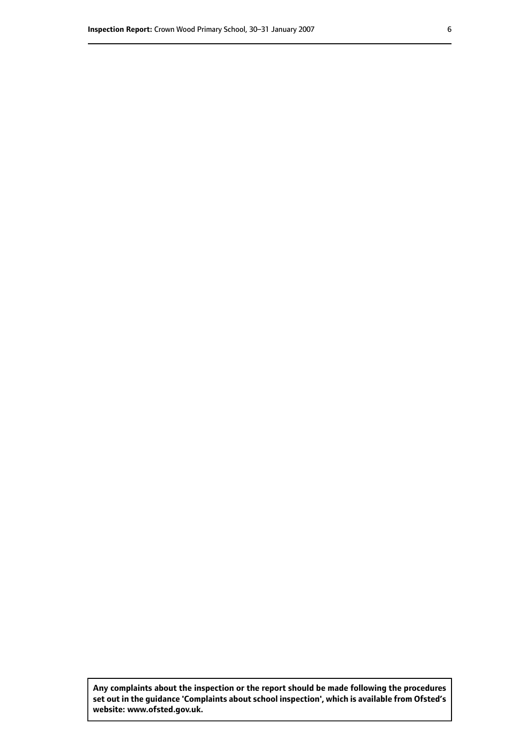**Any complaints about the inspection or the report should be made following the procedures set out in the guidance 'Complaints about school inspection', which is available from Ofsted's website: www.ofsted.gov.uk.**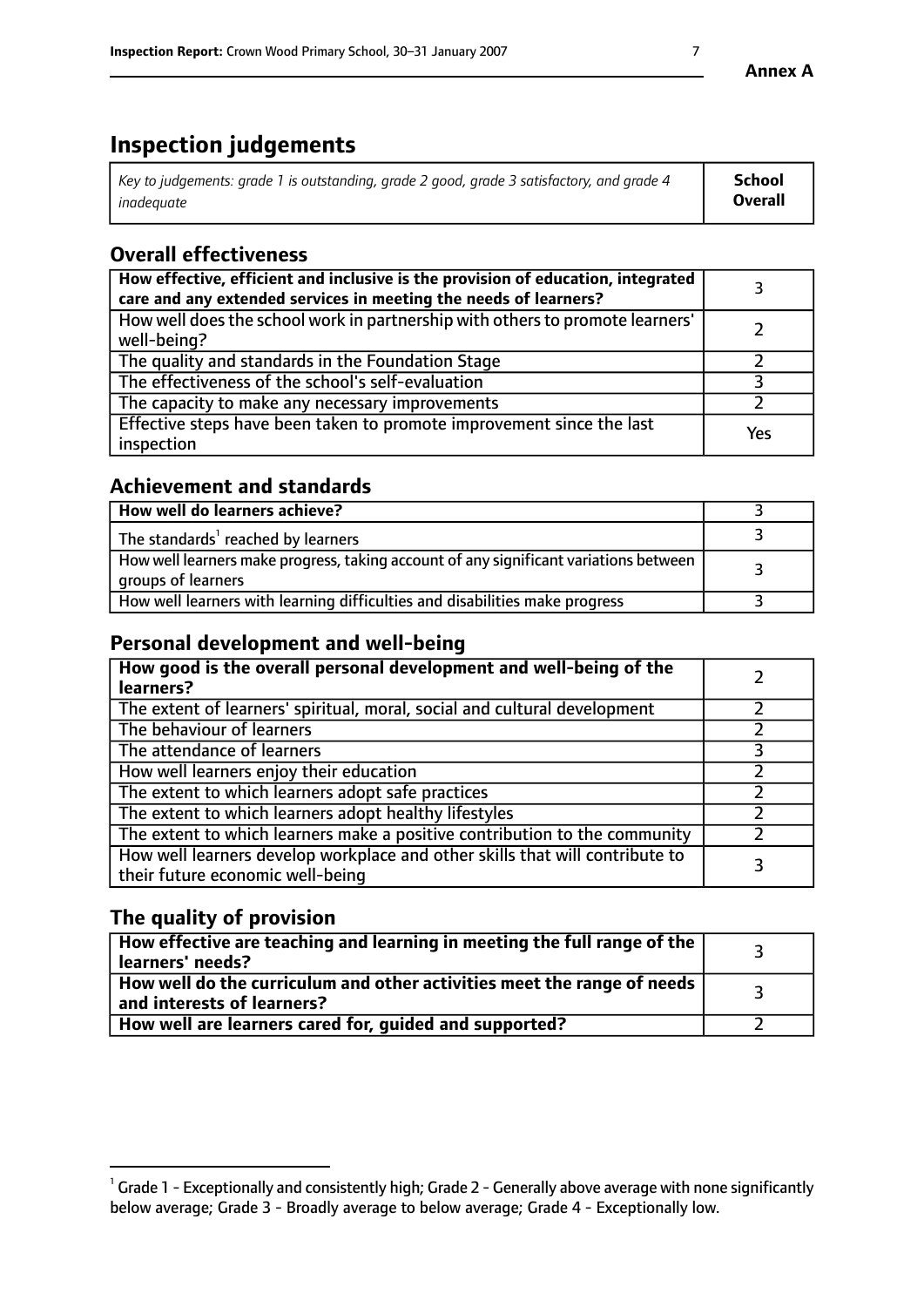Annex A

# Inspection judgements

| *Key to judgements: grade 1 is outstanding, grade 2 good, grade 3 satisfactory, and grade 4 inadequate* | **School Overall** |
|---|---|

## Overall effectiveness

| | |
|---|---|
| **How effective, efficient and inclusive is the provision of education, integrated care and any extended services in meeting the needs of learners?** | 3 |
| How well does the school work in partnership with others to promote learners' well-being? | 2 |
| The quality and standards in the Foundation Stage | 2 |
| The effectiveness of the school's self-evaluation | 3 |
| The capacity to make any necessary improvements | 2 |
| Effective steps have been taken to promote improvement since the last inspection | Yes |

## Achievement and standards

| | |
|---|---|
| **How well do learners achieve?** | 3 |
| The standards[1] reached by learners | 3 |
| How well learners make progress, taking account of any significant variations between groups of learners | 3 |
| How well learners with learning difficulties and disabilities make progress | 3 |

## Personal development and well-being

| | |
|---|---|
| **How good is the overall personal development and well-being of the learners?** | 2 |
| The extent of learners' spiritual, moral, social and cultural development | 2 |
| The behaviour of learners | 2 |
| The attendance of learners | 3 |
| How well learners enjoy their education | 2 |
| The extent to which learners adopt safe practices | 2 |
| The extent to which learners adopt healthy lifestyles | 2 |
| The extent to which learners make a positive contribution to the community | 2 |
| How well learners develop workplace and other skills that will contribute to their future economic well-being | 3 |

## The quality of provision

| | |
|---|---|
| **How effective are teaching and learning in meeting the full range of the learners' needs?** | 3 |
| **How well do the curriculum and other activities meet the range of needs and interests of learners?** | 3 |
| **How well are learners cared for, guided and supported?** | 2 |

[1] Grade 1 - Exceptionally and consistently high; Grade 2 - Generally above average with none significantly below average; Grade 3 - Broadly average to below average; Grade 4 - Exceptionally low.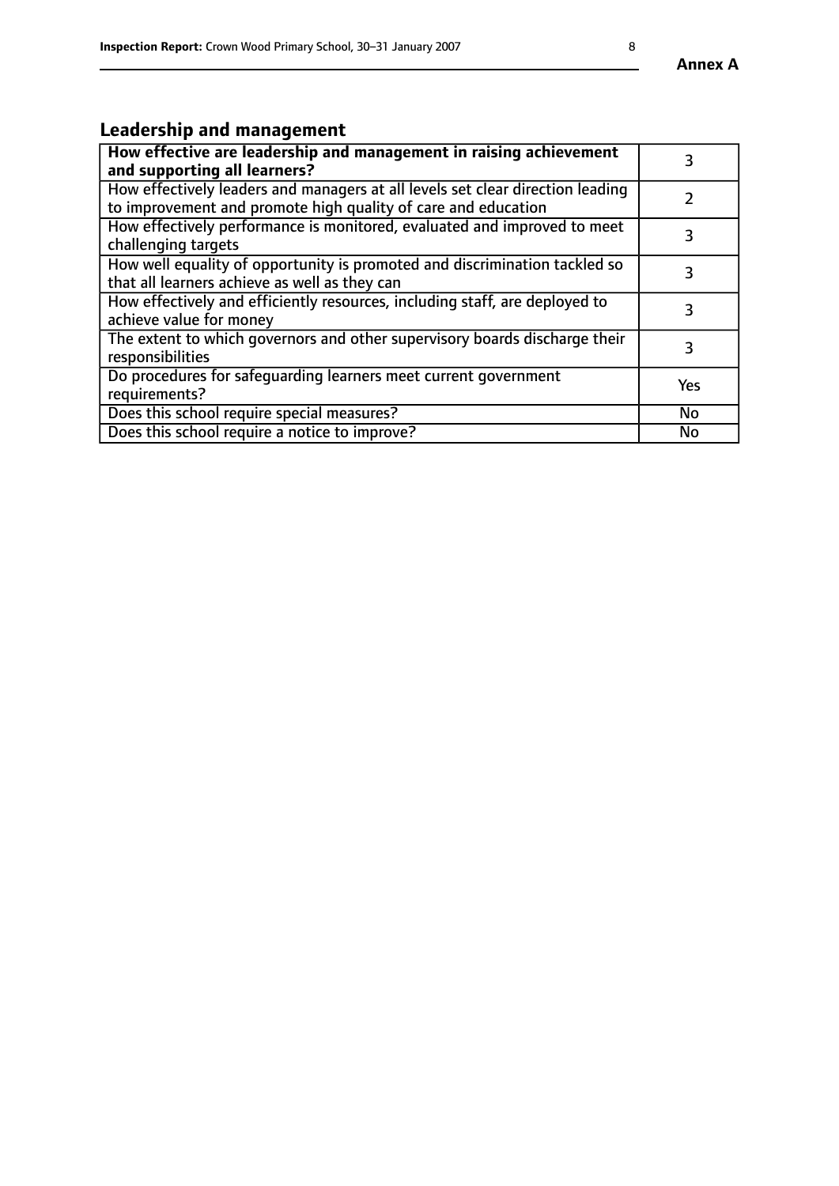## Leadership and management

| How effective are leadership and management in raising achievement and supporting all learners? | 3 |
|---|---|
| How effectively leaders and managers at all levels set clear direction leading to improvement and promote high quality of care and education | 2 |
| How effectively performance is monitored, evaluated and improved to meet challenging targets | 3 |
| How well equality of opportunity is promoted and discrimination tackled so that all learners achieve as well as they can | 3 |
| How effectively and efficiently resources, including staff, are deployed to achieve value for money | 3 |
| The extent to which governors and other supervisory boards discharge their responsibilities | 3 |
| Do procedures for safeguarding learners meet current government requirements? | Yes |
| Does this school require special measures? | No |
| Does this school require a notice to improve? | No |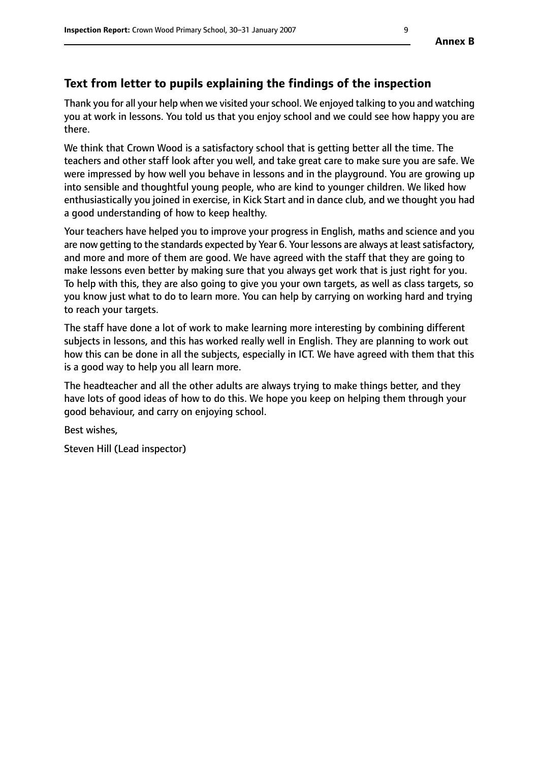## Text from letter to pupils explaining the findings of the inspection

Thank you for all your help when we visited your school. We enjoyed talking to you and watching you at work in lessons. You told us that you enjoy school and we could see how happy you are there.

We think that Crown Wood is a satisfactory school that is getting better all the time. The teachers and other staff look after you well, and take great care to make sure you are safe. We were impressed by how well you behave in lessons and in the playground. You are growing up into sensible and thoughtful young people, who are kind to younger children. We liked how enthusiastically you joined in exercise, in Kick Start and in dance club, and we thought you had a good understanding of how to keep healthy.

Your teachers have helped you to improve your progress in English, maths and science and you are now getting to the standards expected by Year 6. Your lessons are always at least satisfactory, and more and more of them are good. We have agreed with the staff that they are going to make lessons even better by making sure that you always get work that is just right for you. To help with this, they are also going to give you your own targets, as well as class targets, so you know just what to do to learn more. You can help by carrying on working hard and trying to reach your targets.

The staff have done a lot of work to make learning more interesting by combining different subjects in lessons, and this has worked really well in English. They are planning to work out how this can be done in all the subjects, especially in ICT. We have agreed with them that this is a good way to help you all learn more.

The headteacher and all the other adults are always trying to make things better, and they have lots of good ideas of how to do this. We hope you keep on helping them through your good behaviour, and carry on enjoying school.

Best wishes,

Steven Hill (Lead inspector)